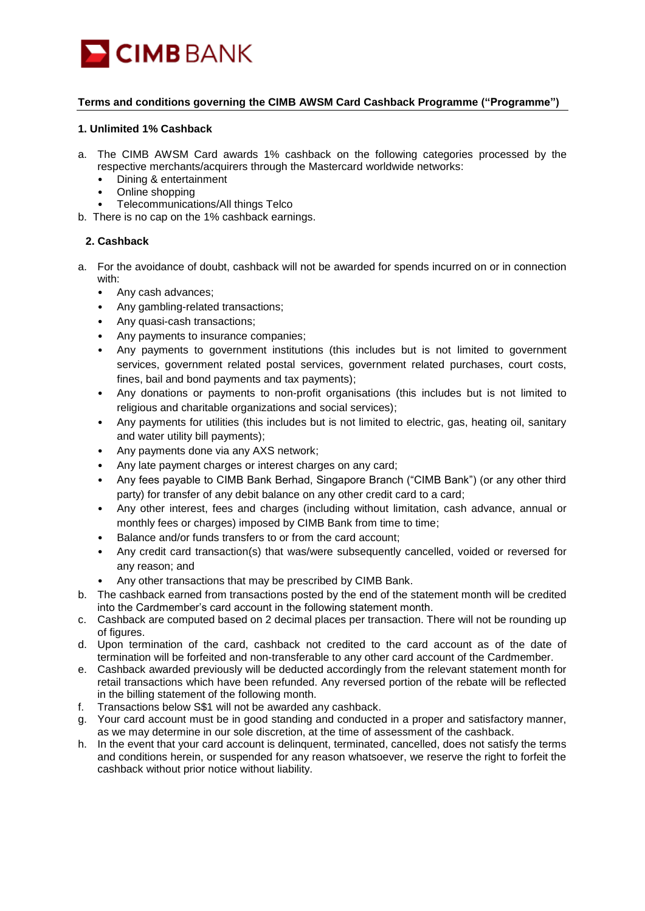CIMB BANK

## Terms and conditions governing the CIMB AWSM Card Cashback Programme ("Programme")

### 1. Unlimited 1% Cashback

a. The CIMB AWSM Card awards 1% cashback on the following categories processed by the respective merchants/acquirers through the Mastercard worldwide networks:
   - Dining & entertainment
   - Online shopping
   - Telecommunications/All things Telco

b. There is no cap on the 1% cashback earnings.

### 2. Cashback

a. For the avoidance of doubt, cashback will not be awarded for spends incurred on or in connection with:
   - Any cash advances;
   - Any gambling-related transactions;
   - Any quasi-cash transactions;
   - Any payments to insurance companies;
   - Any payments to government institutions (this includes but is not limited to government services, government related postal services, government related purchases, court costs, fines, bail and bond payments and tax payments);
   - Any donations or payments to non-profit organisations (this includes but is not limited to religious and charitable organizations and social services);
   - Any payments for utilities (this includes but is not limited to electric, gas, heating oil, sanitary and water utility bill payments);
   - Any payments done via any AXS network;
   - Any late payment charges or interest charges on any card;
   - Any fees payable to CIMB Bank Berhad, Singapore Branch ("CIMB Bank") (or any other third party) for transfer of any debit balance on any other credit card to a card;
   - Any other interest, fees and charges (including without limitation, cash advance, annual or monthly fees or charges) imposed by CIMB Bank from time to time;
   - Balance and/or funds transfers to or from the card account;
   - Any credit card transaction(s) that was/were subsequently cancelled, voided or reversed for any reason; and
   - Any other transactions that may be prescribed by CIMB Bank.

b. The cashback earned from transactions posted by the end of the statement month will be credited into the Cardmember's card account in the following statement month.

c. Cashback are computed based on 2 decimal places per transaction. There will not be rounding up of figures.

d. Upon termination of the card, cashback not credited to the card account as of the date of termination will be forfeited and non-transferable to any other card account of the Cardmember.

e. Cashback awarded previously will be deducted accordingly from the relevant statement month for retail transactions which have been refunded. Any reversed portion of the rebate will be reflected in the billing statement of the following month.

f. Transactions below S$1 will not be awarded any cashback.

g. Your card account must be in good standing and conducted in a proper and satisfactory manner, as we may determine in our sole discretion, at the time of assessment of the cashback.

h. In the event that your card account is delinquent, terminated, cancelled, does not satisfy the terms and conditions herein, or suspended for any reason whatsoever, we reserve the right to forfeit the cashback without prior notice without liability.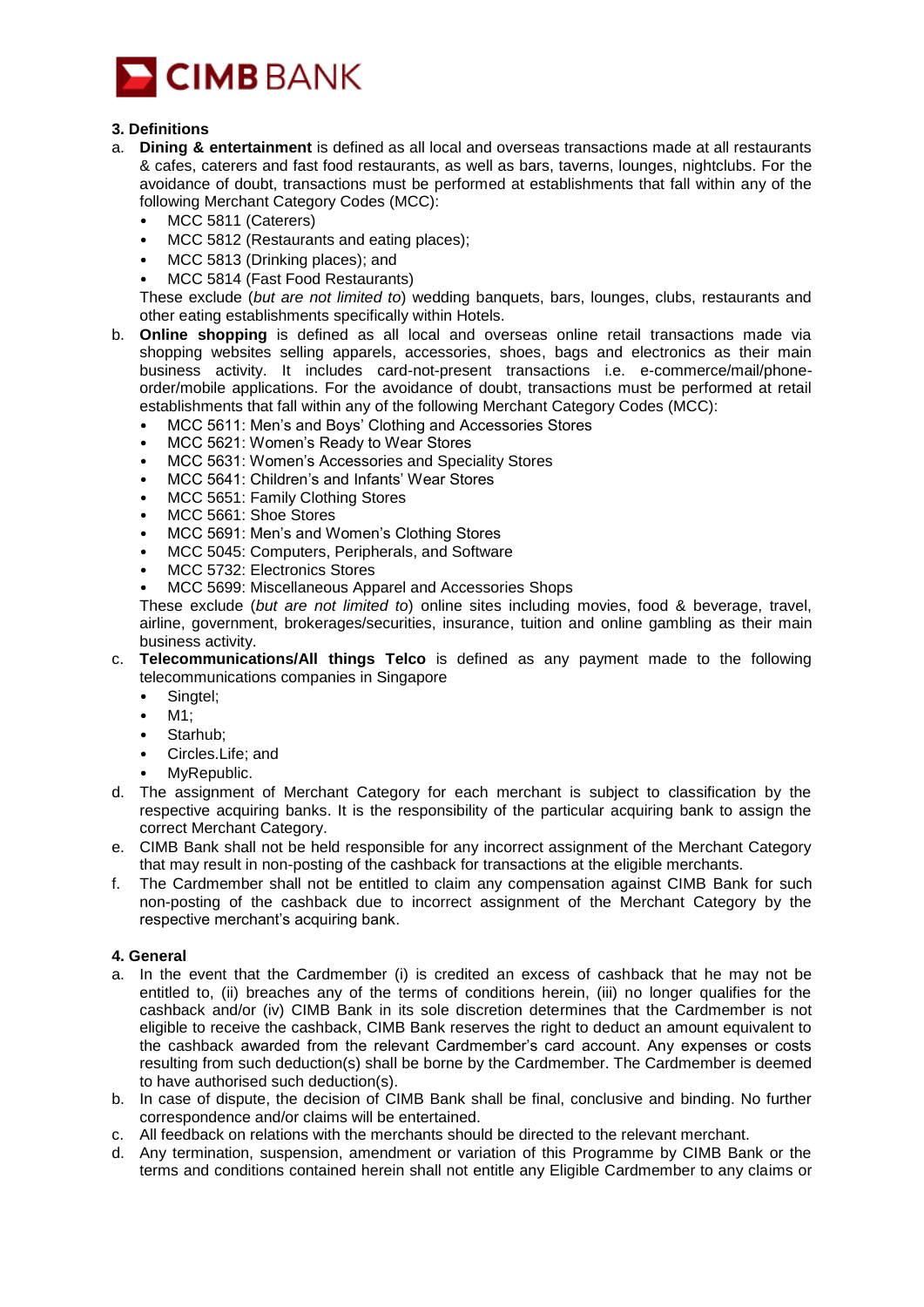### 3. Definitions

a. **Dining & entertainment** is defined as all local and overseas transactions made at all restaurants & cafes, caterers and fast food restaurants, as well as bars, taverns, lounges, nightclubs. For the avoidance of doubt, transactions must be performed at establishments that fall within any of the following Merchant Category Codes (MCC):
   - MCC 5811 (Caterers)
   - MCC 5812 (Restaurants and eating places);
   - MCC 5813 (Drinking places); and
   - MCC 5814 (Fast Food Restaurants)

   These exclude (*but are not limited to*) wedding banquets, bars, lounges, clubs, restaurants and other eating establishments specifically within Hotels.

b. **Online shopping** is defined as all local and overseas online retail transactions made via shopping websites selling apparels, accessories, shoes, bags and electronics as their main business activity. It includes card-not-present transactions i.e. e-commerce/mail/phone-order/mobile applications. For the avoidance of doubt, transactions must be performed at retail establishments that fall within any of the following Merchant Category Codes (MCC):
   - MCC 5611: Men's and Boys' Clothing and Accessories Stores
   - MCC 5621: Women's Ready to Wear Stores
   - MCC 5631: Women's Accessories and Speciality Stores
   - MCC 5641: Children's and Infants' Wear Stores
   - MCC 5651: Family Clothing Stores
   - MCC 5661: Shoe Stores
   - MCC 5691: Men's and Women's Clothing Stores
   - MCC 5045: Computers, Peripherals, and Software
   - MCC 5732: Electronics Stores
   - MCC 5699: Miscellaneous Apparel and Accessories Shops

   These exclude (*but are not limited to*) online sites including movies, food & beverage, travel, airline, government, brokerages/securities, insurance, tuition and online gambling as their main business activity.

c. **Telecommunications/All things Telco** is defined as any payment made to the following telecommunications companies in Singapore
   - Singtel;
   - M1;
   - Starhub;
   - Circles.Life; and
   - MyRepublic.

d. The assignment of Merchant Category for each merchant is subject to classification by the respective acquiring banks. It is the responsibility of the particular acquiring bank to assign the correct Merchant Category.

e. CIMB Bank shall not be held responsible for any incorrect assignment of the Merchant Category that may result in non-posting of the cashback for transactions at the eligible merchants.

f. The Cardmember shall not be entitled to claim any compensation against CIMB Bank for such non-posting of the cashback due to incorrect assignment of the Merchant Category by the respective merchant's acquiring bank.

### 4. General

a. In the event that the Cardmember (i) is credited an excess of cashback that he may not be entitled to, (ii) breaches any of the terms of conditions herein, (iii) no longer qualifies for the cashback and/or (iv) CIMB Bank in its sole discretion determines that the Cardmember is not eligible to receive the cashback, CIMB Bank reserves the right to deduct an amount equivalent to the cashback awarded from the relevant Cardmember's card account. Any expenses or costs resulting from such deduction(s) shall be borne by the Cardmember. The Cardmember is deemed to have authorised such deduction(s).

b. In case of dispute, the decision of CIMB Bank shall be final, conclusive and binding. No further correspondence and/or claims will be entertained.

c. All feedback on relations with the merchants should be directed to the relevant merchant.

d. Any termination, suspension, amendment or variation of this Programme by CIMB Bank or the terms and conditions contained herein shall not entitle any Eligible Cardmember to any claims or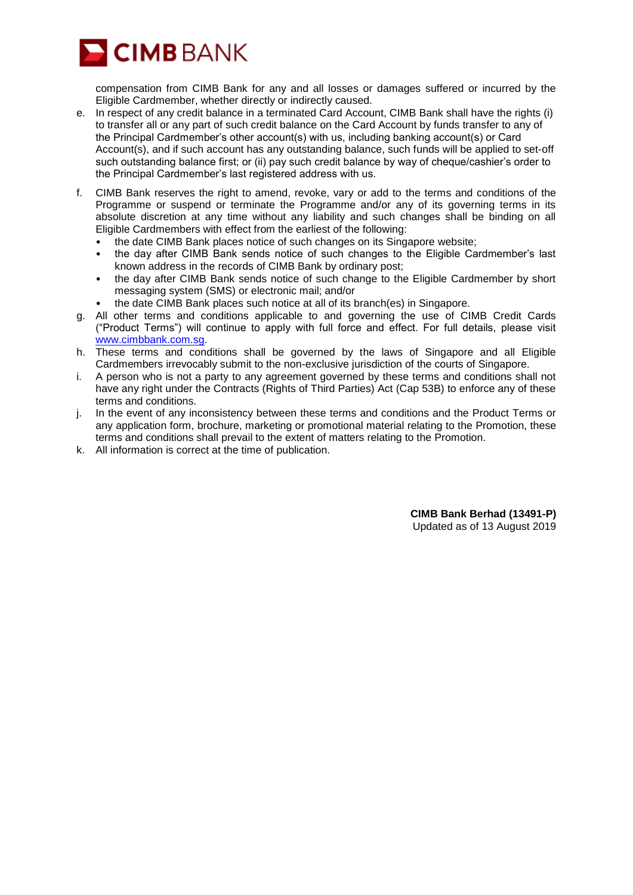compensation from CIMB Bank for any and all losses or damages suffered or incurred by the Eligible Cardmember, whether directly or indirectly caused.

e. In respect of any credit balance in a terminated Card Account, CIMB Bank shall have the rights (i) to transfer all or any part of such credit balance on the Card Account by funds transfer to any of the Principal Cardmember's other account(s) with us, including banking account(s) or Card Account(s), and if such account has any outstanding balance, such funds will be applied to set-off such outstanding balance first; or (ii) pay such credit balance by way of cheque/cashier's order to the Principal Cardmember's last registered address with us.

f. CIMB Bank reserves the right to amend, revoke, vary or add to the terms and conditions of the Programme or suspend or terminate the Programme and/or any of its governing terms in its absolute discretion at any time without any liability and such changes shall be binding on all Eligible Cardmembers with effect from the earliest of the following:
   - the date CIMB Bank places notice of such changes on its Singapore website;
   - the day after CIMB Bank sends notice of such changes to the Eligible Cardmember's last known address in the records of CIMB Bank by ordinary post;
   - the day after CIMB Bank sends notice of such change to the Eligible Cardmember by short messaging system (SMS) or electronic mail; and/or
   - the date CIMB Bank places such notice at all of its branch(es) in Singapore.

g. All other terms and conditions applicable to and governing the use of CIMB Credit Cards ("Product Terms") will continue to apply with full force and effect. For full details, please visit www.cimbbank.com.sg.

h. These terms and conditions shall be governed by the laws of Singapore and all Eligible Cardmembers irrevocably submit to the non-exclusive jurisdiction of the courts of Singapore.

i. A person who is not a party to any agreement governed by these terms and conditions shall not have any right under the Contracts (Rights of Third Parties) Act (Cap 53B) to enforce any of these terms and conditions.

j. In the event of any inconsistency between these terms and conditions and the Product Terms or any application form, brochure, marketing or promotional material relating to the Promotion, these terms and conditions shall prevail to the extent of matters relating to the Promotion.

k. All information is correct at the time of publication.

**CIMB Bank Berhad (13491-P)**
Updated as of 13 August 2019